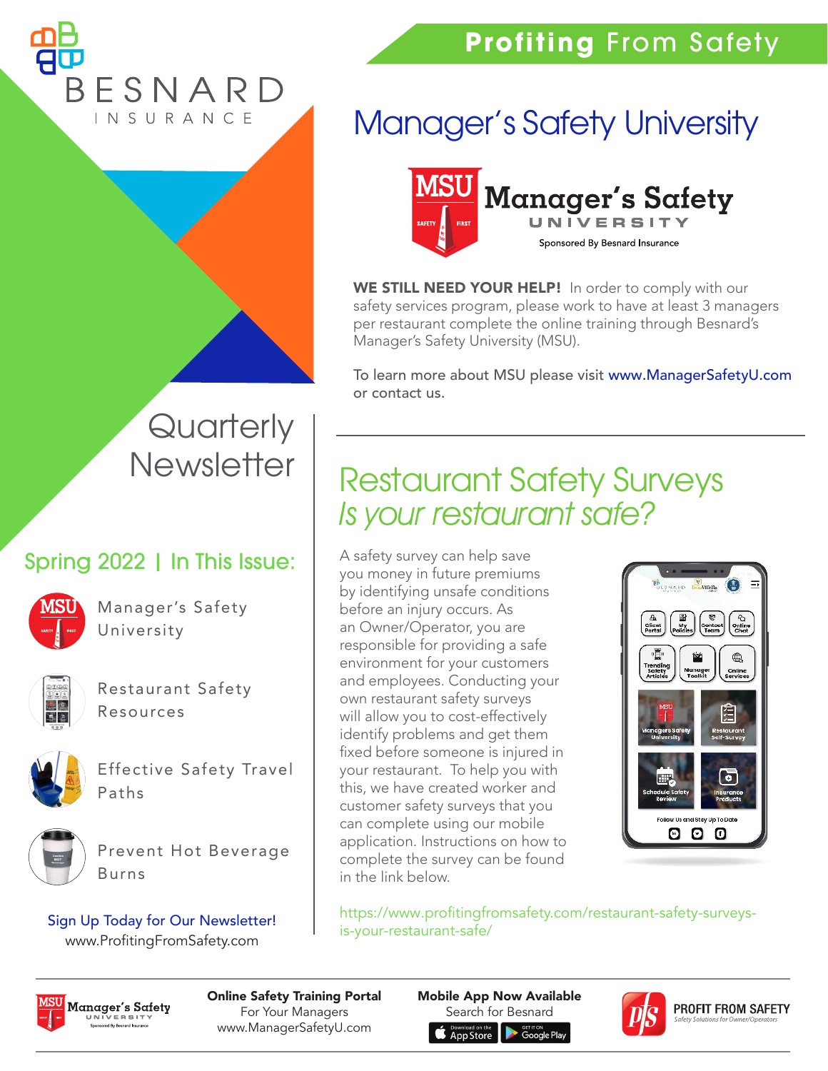BESNARD INSURANCE

# Profiting From Safety

## Quarterly Newsletter

### Spring 2022 | In This Issue:

- Manager's Safety University
- Restaurant Safety Resources
- Effective Safety Travel Paths
- Prevent Hot Beverage Burns

**Sign Up Today for Our Newsletter!**
www.ProfitingFromSafety.com

## Manager's Safety University

MSU Manager's Safety University — Sponsored By Besnard Insurance

**WE STILL NEED YOUR HELP!** In order to comply with our safety services program, please work to have at least 3 managers per restaurant complete the online training through Besnard's Manager's Safety University (MSU).

To learn more about MSU please visit www.ManagerSafetyU.com or contact us.

## Restaurant Safety Surveys

### *Is your restaurant safe?*

A safety survey can help save you money in future premiums by identifying unsafe conditions before an injury occurs. As an Owner/Operator, you are responsible for providing a safe environment for your customers and employees. Conducting your own restaurant safety surveys will allow you to cost-effectively identify problems and get them fixed before someone is injured in your restaurant. To help you with this, we have created worker and customer safety surveys that you can complete using our mobile application. Instructions on how to complete the survey can be found in the link below.

https://www.profitingfromsafety.com/restaurant-safety-surveys-is-your-restaurant-safe/

---

**Online Safety Training Portal**
For Your Managers
www.ManagerSafetyU.com

**Mobile App Now Available**
Search for Besnard
App Store | Google Play

PROFIT FROM SAFETY — Safety Solutions for Owner/Operators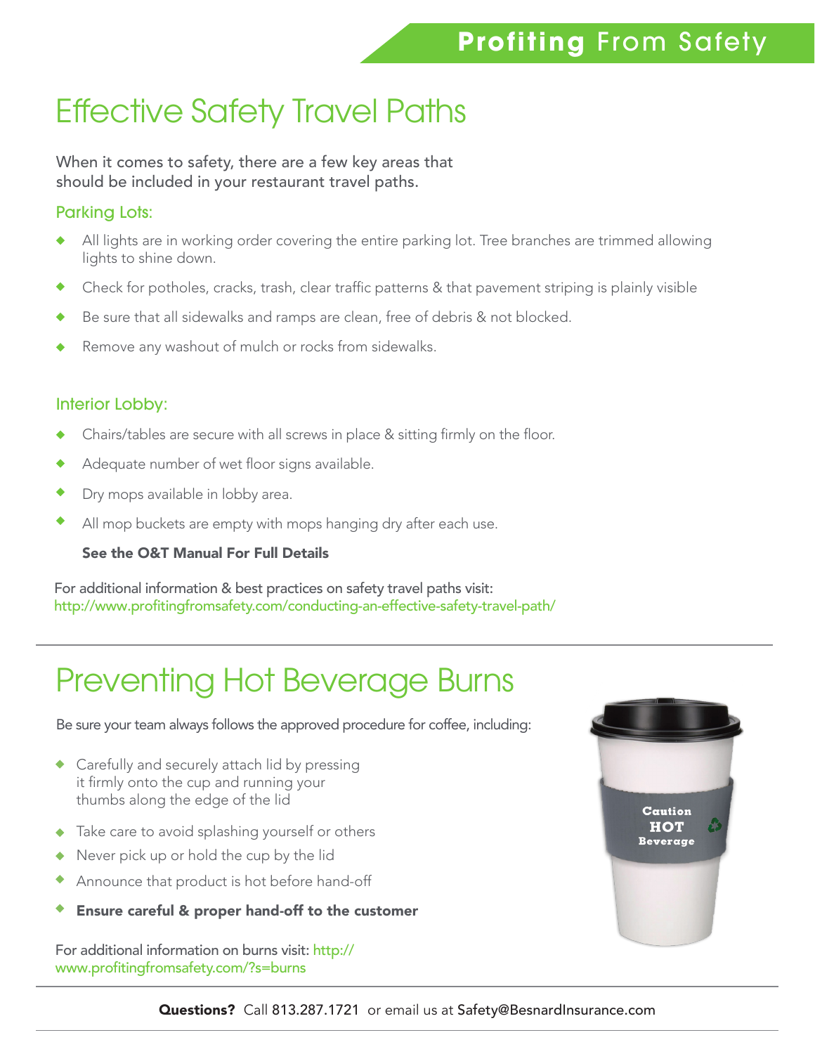**Profiting** From Safety

# Effective Safety Travel Paths

When it comes to safety, there are a few key areas that should be included in your restaurant travel paths.

### Parking Lots:

- All lights are in working order covering the entire parking lot. Tree branches are trimmed allowing lights to shine down.
- Check for potholes, cracks, trash, clear traffic patterns & that pavement striping is plainly visible
- Be sure that all sidewalks and ramps are clean, free of debris & not blocked.
- Remove any washout of mulch or rocks from sidewalks.

### Interior Lobby:

- Chairs/tables are secure with all screws in place & sitting firmly on the floor.
- Adequate number of wet floor signs available.
- Dry mops available in lobby area.
- All mop buckets are empty with mops hanging dry after each use.

**See the O&T Manual For Full Details**

For additional information & best practices on safety travel paths visit:
http://www.profitingfromsafety.com/conducting-an-effective-safety-travel-path/

---

# Preventing Hot Beverage Burns

Be sure your team always follows the approved procedure for coffee, including:

- Carefully and securely attach lid by pressing it firmly onto the cup and running your thumbs along the edge of the lid
- Take care to avoid splashing yourself or others
- Never pick up or hold the cup by the lid
- Announce that product is hot before hand-off
- **Ensure careful & proper hand-off to the customer**

Caution
HOT
Beverage

For additional information on burns visit: http://www.profitingfromsafety.com/?s=burns

**Questions?** Call 813.287.1721 or email us at Safety@BesnardInsurance.com